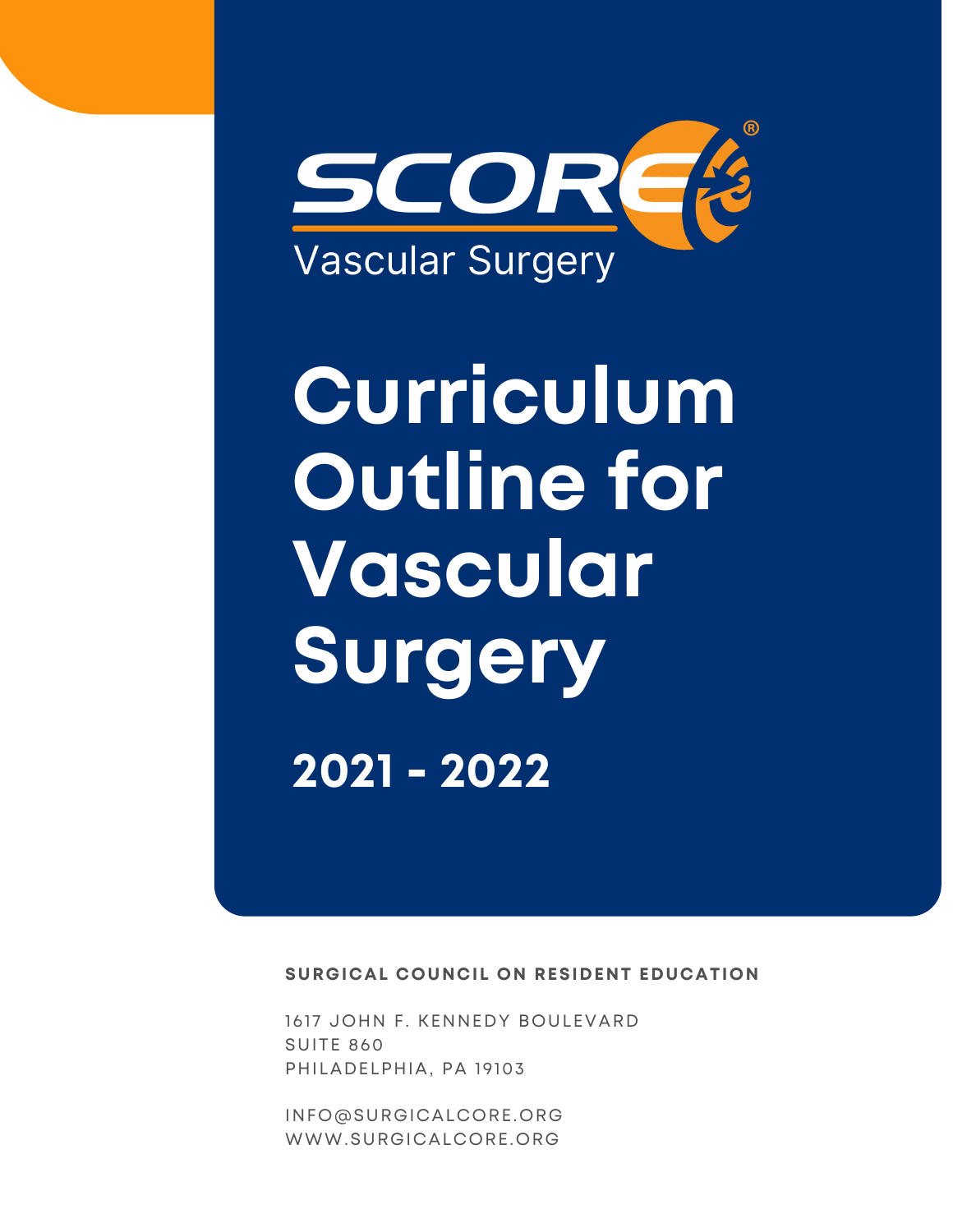SCORE®

Vascular Surgery

# Curriculum Outline for Vascular Surgery

## 2021 - 2022

**SURGICAL COUNCIL ON RESIDENT EDUCATION**

1617 JOHN F. KENNEDY BOULEVARD
SUITE 860
PHILADELPHIA, PA 19103

INFO@SURGICALCORE.ORG
WWW.SURGICALCORE.ORG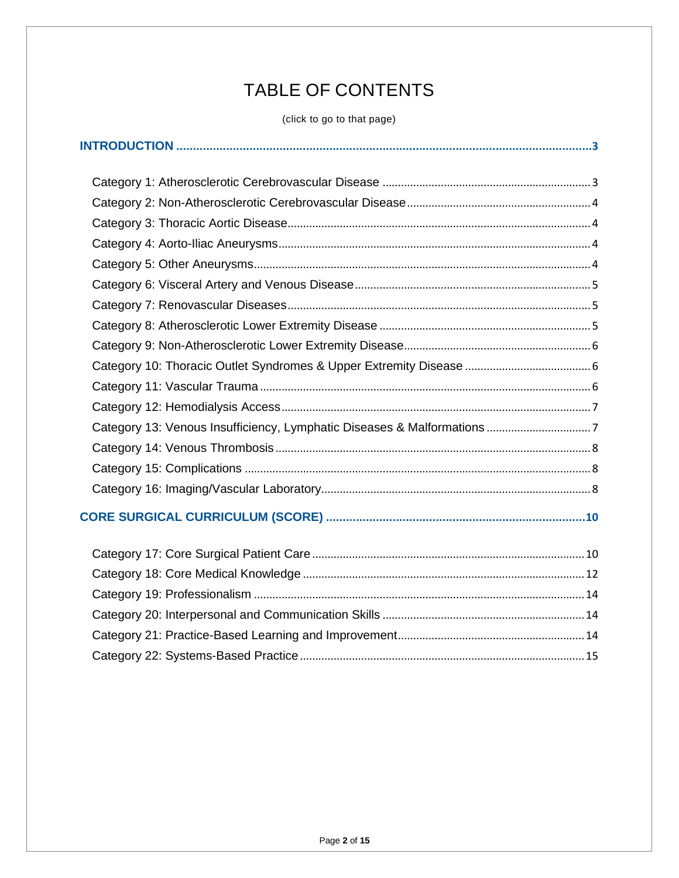# TABLE OF CONTENTS

(click to go to that page)

**INTRODUCTION** ........................................ 3

- Category 1: Atherosclerotic Cerebrovascular Disease ........................................ 3
- Category 2: Non-Atherosclerotic Cerebrovascular Disease ........................................ 4
- Category 3: Thoracic Aortic Disease ........................................ 4
- Category 4: Aorto-Iliac Aneurysms ........................................ 4
- Category 5: Other Aneurysms ........................................ 4
- Category 6: Visceral Artery and Venous Disease ........................................ 5
- Category 7: Renovascular Diseases ........................................ 5
- Category 8: Atherosclerotic Lower Extremity Disease ........................................ 5
- Category 9: Non-Atherosclerotic Lower Extremity Disease ........................................ 6
- Category 10: Thoracic Outlet Syndromes & Upper Extremity Disease ........................................ 6
- Category 11: Vascular Trauma ........................................ 6
- Category 12: Hemodialysis Access ........................................ 7
- Category 13: Venous Insufficiency, Lymphatic Diseases & Malformations ........................................ 7
- Category 14: Venous Thrombosis ........................................ 8
- Category 15: Complications ........................................ 8
- Category 16: Imaging/Vascular Laboratory ........................................ 8

**CORE SURGICAL CURRICULUM (SCORE)** ........................................ 10

- Category 17: Core Surgical Patient Care ........................................ 10
- Category 18: Core Medical Knowledge ........................................ 12
- Category 19: Professionalism ........................................ 14
- Category 20: Interpersonal and Communication Skills ........................................ 14
- Category 21: Practice-Based Learning and Improvement ........................................ 14
- Category 22: Systems-Based Practice ........................................ 15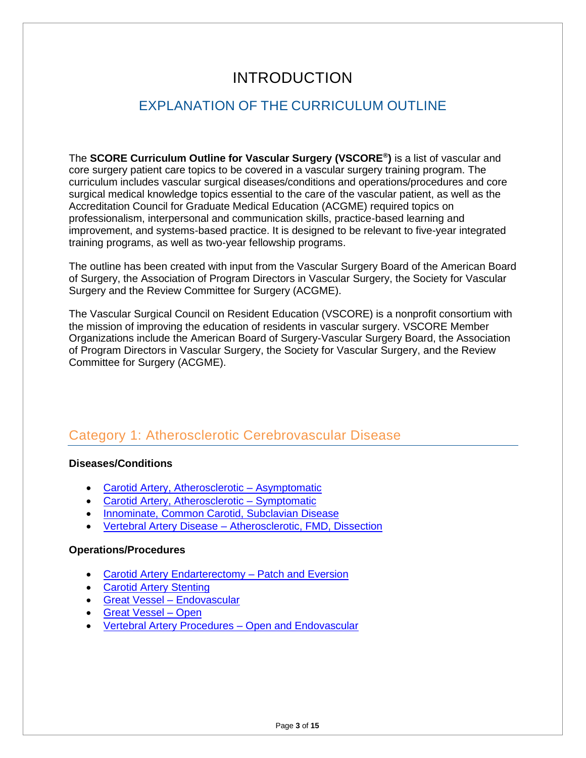# INTRODUCTION

## EXPLANATION OF THE CURRICULUM OUTLINE

The **SCORE Curriculum Outline for Vascular Surgery (VSCORE®)** is a list of vascular and core surgery patient care topics to be covered in a vascular surgery training program. The curriculum includes vascular surgical diseases/conditions and operations/procedures and core surgical medical knowledge topics essential to the care of the vascular patient, as well as the Accreditation Council for Graduate Medical Education (ACGME) required topics on professionalism, interpersonal and communication skills, practice-based learning and improvement, and systems-based practice. It is designed to be relevant to five-year integrated training programs, as well as two-year fellowship programs.

The outline has been created with input from the Vascular Surgery Board of the American Board of Surgery, the Association of Program Directors in Vascular Surgery, the Society for Vascular Surgery and the Review Committee for Surgery (ACGME).

The Vascular Surgical Council on Resident Education (VSCORE) is a nonprofit consortium with the mission of improving the education of residents in vascular surgery. VSCORE Member Organizations include the American Board of Surgery-Vascular Surgery Board, the Association of Program Directors in Vascular Surgery, the Society for Vascular Surgery, and the Review Committee for Surgery (ACGME).

## Category 1: Atherosclerotic Cerebrovascular Disease

**Diseases/Conditions**

- Carotid Artery, Atherosclerotic – Asymptomatic
- Carotid Artery, Atherosclerotic – Symptomatic
- Innominate, Common Carotid, Subclavian Disease
- Vertebral Artery Disease – Atherosclerotic, FMD, Dissection

**Operations/Procedures**

- Carotid Artery Endarterectomy – Patch and Eversion
- Carotid Artery Stenting
- Great Vessel – Endovascular
- Great Vessel – Open
- Vertebral Artery Procedures – Open and Endovascular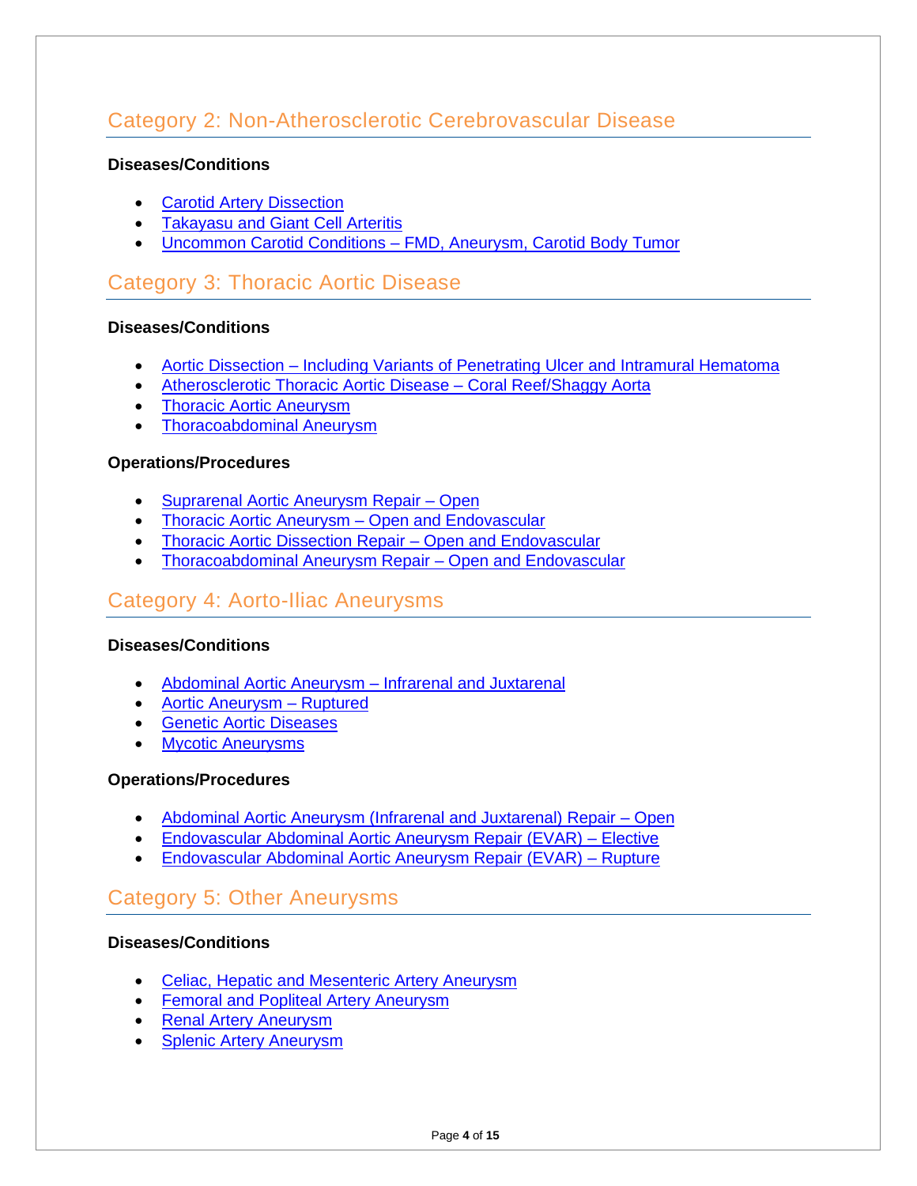## Category 2: Non-Atherosclerotic Cerebrovascular Disease

**Diseases/Conditions**

- Carotid Artery Dissection
- Takayasu and Giant Cell Arteritis
- Uncommon Carotid Conditions – FMD, Aneurysm, Carotid Body Tumor

## Category 3: Thoracic Aortic Disease

**Diseases/Conditions**

- Aortic Dissection – Including Variants of Penetrating Ulcer and Intramural Hematoma
- Atherosclerotic Thoracic Aortic Disease – Coral Reef/Shaggy Aorta
- Thoracic Aortic Aneurysm
- Thoracoabdominal Aneurysm

**Operations/Procedures**

- Suprarenal Aortic Aneurysm Repair – Open
- Thoracic Aortic Aneurysm – Open and Endovascular
- Thoracic Aortic Dissection Repair – Open and Endovascular
- Thoracoabdominal Aneurysm Repair – Open and Endovascular

## Category 4: Aorto-Iliac Aneurysms

**Diseases/Conditions**

- Abdominal Aortic Aneurysm – Infrarenal and Juxtarenal
- Aortic Aneurysm – Ruptured
- Genetic Aortic Diseases
- Mycotic Aneurysms

**Operations/Procedures**

- Abdominal Aortic Aneurysm (Infrarenal and Juxtarenal) Repair – Open
- Endovascular Abdominal Aortic Aneurysm Repair (EVAR) – Elective
- Endovascular Abdominal Aortic Aneurysm Repair (EVAR) – Rupture

## Category 5: Other Aneurysms

**Diseases/Conditions**

- Celiac, Hepatic and Mesenteric Artery Aneurysm
- Femoral and Popliteal Artery Aneurysm
- Renal Artery Aneurysm
- Splenic Artery Aneurysm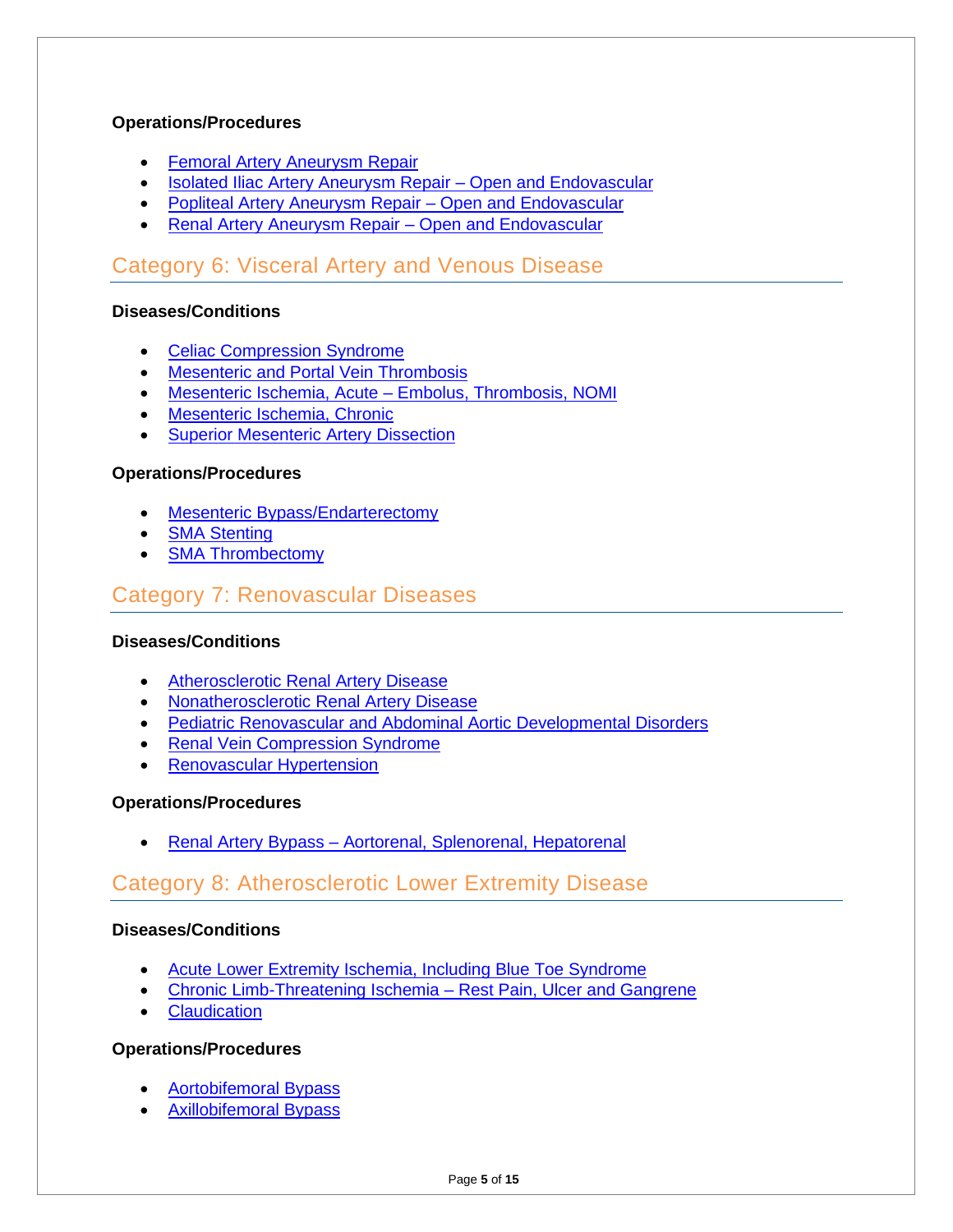**Operations/Procedures**

- Femoral Artery Aneurysm Repair
- Isolated Iliac Artery Aneurysm Repair – Open and Endovascular
- Popliteal Artery Aneurysm Repair – Open and Endovascular
- Renal Artery Aneurysm Repair – Open and Endovascular

## Category 6: Visceral Artery and Venous Disease

**Diseases/Conditions**

- Celiac Compression Syndrome
- Mesenteric and Portal Vein Thrombosis
- Mesenteric Ischemia, Acute – Embolus, Thrombosis, NOMI
- Mesenteric Ischemia, Chronic
- Superior Mesenteric Artery Dissection

**Operations/Procedures**

- Mesenteric Bypass/Endarterectomy
- SMA Stenting
- SMA Thrombectomy

## Category 7: Renovascular Diseases

**Diseases/Conditions**

- Atherosclerotic Renal Artery Disease
- Nonatherosclerotic Renal Artery Disease
- Pediatric Renovascular and Abdominal Aortic Developmental Disorders
- Renal Vein Compression Syndrome
- Renovascular Hypertension

**Operations/Procedures**

- Renal Artery Bypass – Aortorenal, Splenorenal, Hepatorenal

## Category 8: Atherosclerotic Lower Extremity Disease

**Diseases/Conditions**

- Acute Lower Extremity Ischemia, Including Blue Toe Syndrome
- Chronic Limb-Threatening Ischemia – Rest Pain, Ulcer and Gangrene
- Claudication

**Operations/Procedures**

- Aortobifemoral Bypass
- Axillobifemoral Bypass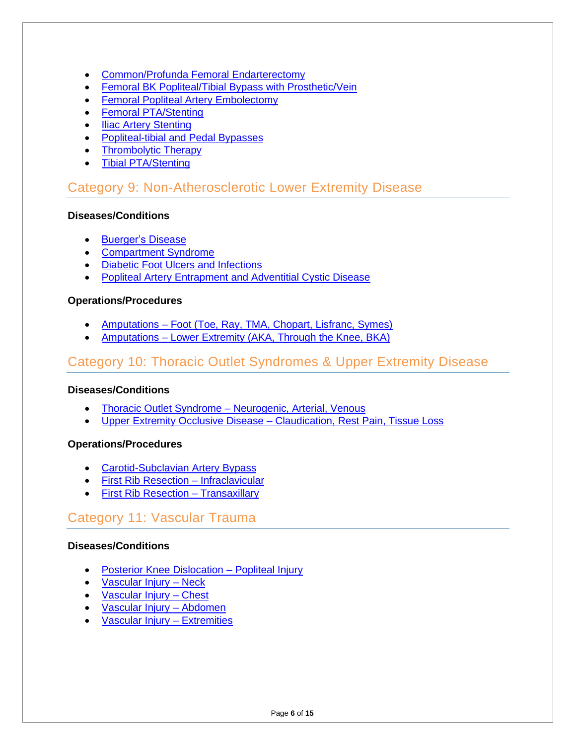- Common/Profunda Femoral Endarterectomy
- Femoral BK Popliteal/Tibial Bypass with Prosthetic/Vein
- Femoral Popliteal Artery Embolectomy
- Femoral PTA/Stenting
- Iliac Artery Stenting
- Popliteal-tibial and Pedal Bypasses
- Thrombolytic Therapy
- Tibial PTA/Stenting

## Category 9: Non-Atherosclerotic Lower Extremity Disease

**Diseases/Conditions**

- Buerger's Disease
- Compartment Syndrome
- Diabetic Foot Ulcers and Infections
- Popliteal Artery Entrapment and Adventitial Cystic Disease

**Operations/Procedures**

- Amputations – Foot (Toe, Ray, TMA, Chopart, Lisfranc, Symes)
- Amputations – Lower Extremity (AKA, Through the Knee, BKA)

## Category 10: Thoracic Outlet Syndromes & Upper Extremity Disease

**Diseases/Conditions**

- Thoracic Outlet Syndrome – Neurogenic, Arterial, Venous
- Upper Extremity Occlusive Disease – Claudication, Rest Pain, Tissue Loss

**Operations/Procedures**

- Carotid-Subclavian Artery Bypass
- First Rib Resection – Infraclavicular
- First Rib Resection – Transaxillary

## Category 11: Vascular Trauma

**Diseases/Conditions**

- Posterior Knee Dislocation – Popliteal Injury
- Vascular Injury – Neck
- Vascular Injury – Chest
- Vascular Injury – Abdomen
- Vascular Injury – Extremities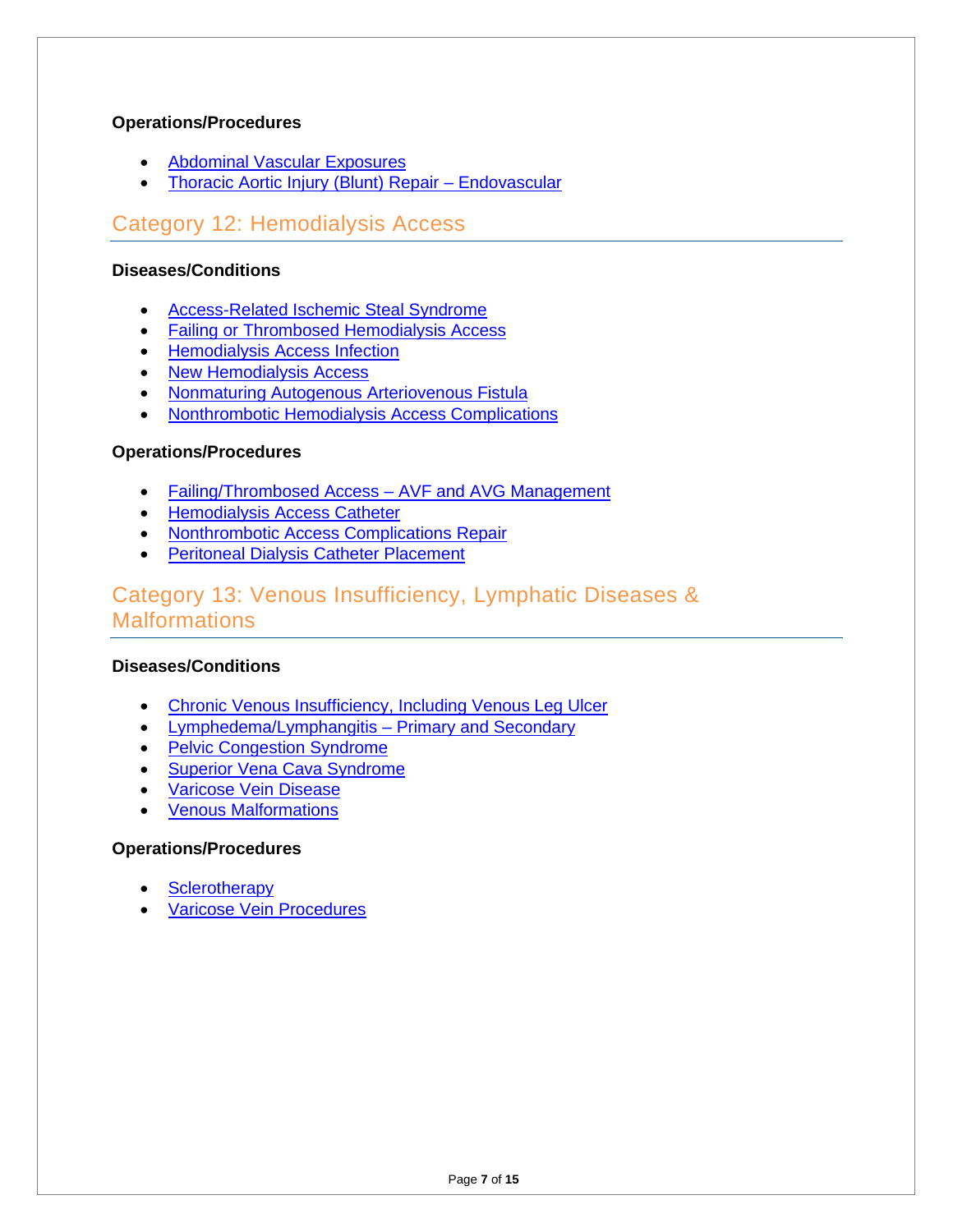#### Operations/Procedures

- Abdominal Vascular Exposures
- Thoracic Aortic Injury (Blunt) Repair – Endovascular

## Category 12: Hemodialysis Access

#### Diseases/Conditions

- Access-Related Ischemic Steal Syndrome
- Failing or Thrombosed Hemodialysis Access
- Hemodialysis Access Infection
- New Hemodialysis Access
- Nonmaturing Autogenous Arteriovenous Fistula
- Nonthrombotic Hemodialysis Access Complications

#### Operations/Procedures

- Failing/Thrombosed Access – AVF and AVG Management
- Hemodialysis Access Catheter
- Nonthrombotic Access Complications Repair
- Peritoneal Dialysis Catheter Placement

## Category 13: Venous Insufficiency, Lymphatic Diseases & Malformations

#### Diseases/Conditions

- Chronic Venous Insufficiency, Including Venous Leg Ulcer
- Lymphedema/Lymphangitis – Primary and Secondary
- Pelvic Congestion Syndrome
- Superior Vena Cava Syndrome
- Varicose Vein Disease
- Venous Malformations

#### Operations/Procedures

- Sclerotherapy
- Varicose Vein Procedures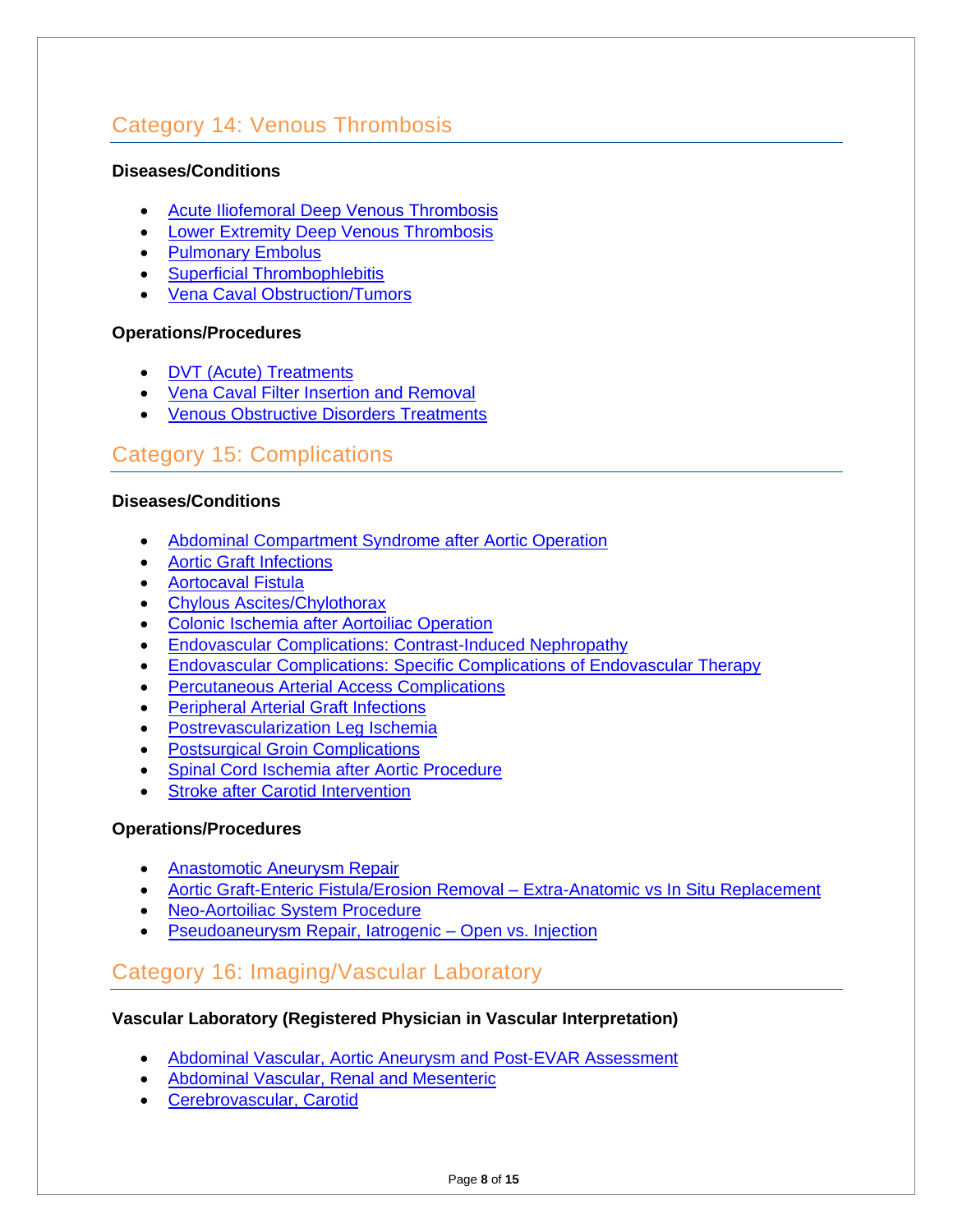## Category 14: Venous Thrombosis

**Diseases/Conditions**

- Acute Iliofemoral Deep Venous Thrombosis
- Lower Extremity Deep Venous Thrombosis
- Pulmonary Embolus
- Superficial Thrombophlebitis
- Vena Caval Obstruction/Tumors

**Operations/Procedures**

- DVT (Acute) Treatments
- Vena Caval Filter Insertion and Removal
- Venous Obstructive Disorders Treatments

## Category 15: Complications

**Diseases/Conditions**

- Abdominal Compartment Syndrome after Aortic Operation
- Aortic Graft Infections
- Aortocaval Fistula
- Chylous Ascites/Chylothorax
- Colonic Ischemia after Aortoiliac Operation
- Endovascular Complications: Contrast-Induced Nephropathy
- Endovascular Complications: Specific Complications of Endovascular Therapy
- Percutaneous Arterial Access Complications
- Peripheral Arterial Graft Infections
- Postrevascularization Leg Ischemia
- Postsurgical Groin Complications
- Spinal Cord Ischemia after Aortic Procedure
- Stroke after Carotid Intervention

**Operations/Procedures**

- Anastomotic Aneurysm Repair
- Aortic Graft-Enteric Fistula/Erosion Removal – Extra-Anatomic vs In Situ Replacement
- Neo-Aortoiliac System Procedure
- Pseudoaneurysm Repair, Iatrogenic – Open vs. Injection

## Category 16: Imaging/Vascular Laboratory

**Vascular Laboratory (Registered Physician in Vascular Interpretation)**

- Abdominal Vascular, Aortic Aneurysm and Post-EVAR Assessment
- Abdominal Vascular, Renal and Mesenteric
- Cerebrovascular, Carotid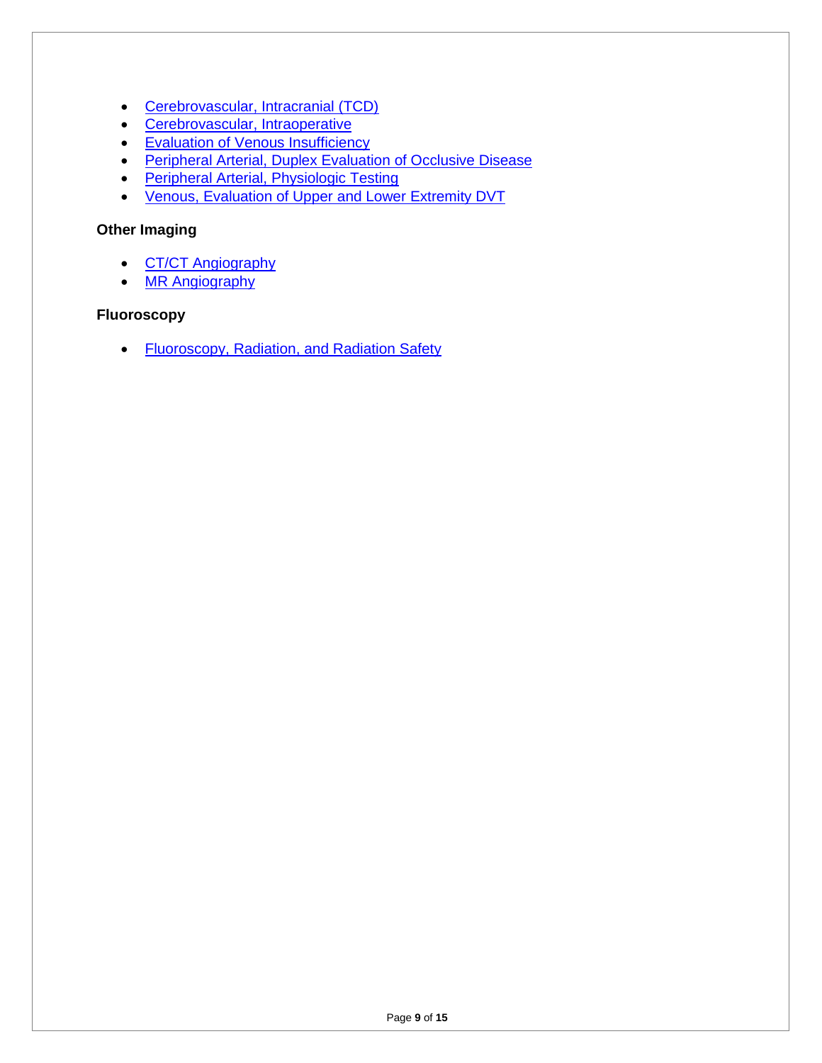- Cerebrovascular, Intracranial (TCD)
- Cerebrovascular, Intraoperative
- Evaluation of Venous Insufficiency
- Peripheral Arterial, Duplex Evaluation of Occlusive Disease
- Peripheral Arterial, Physiologic Testing
- Venous, Evaluation of Upper and Lower Extremity DVT

**Other Imaging**

- CT/CT Angiography
- MR Angiography

**Fluoroscopy**

- Fluoroscopy, Radiation, and Radiation Safety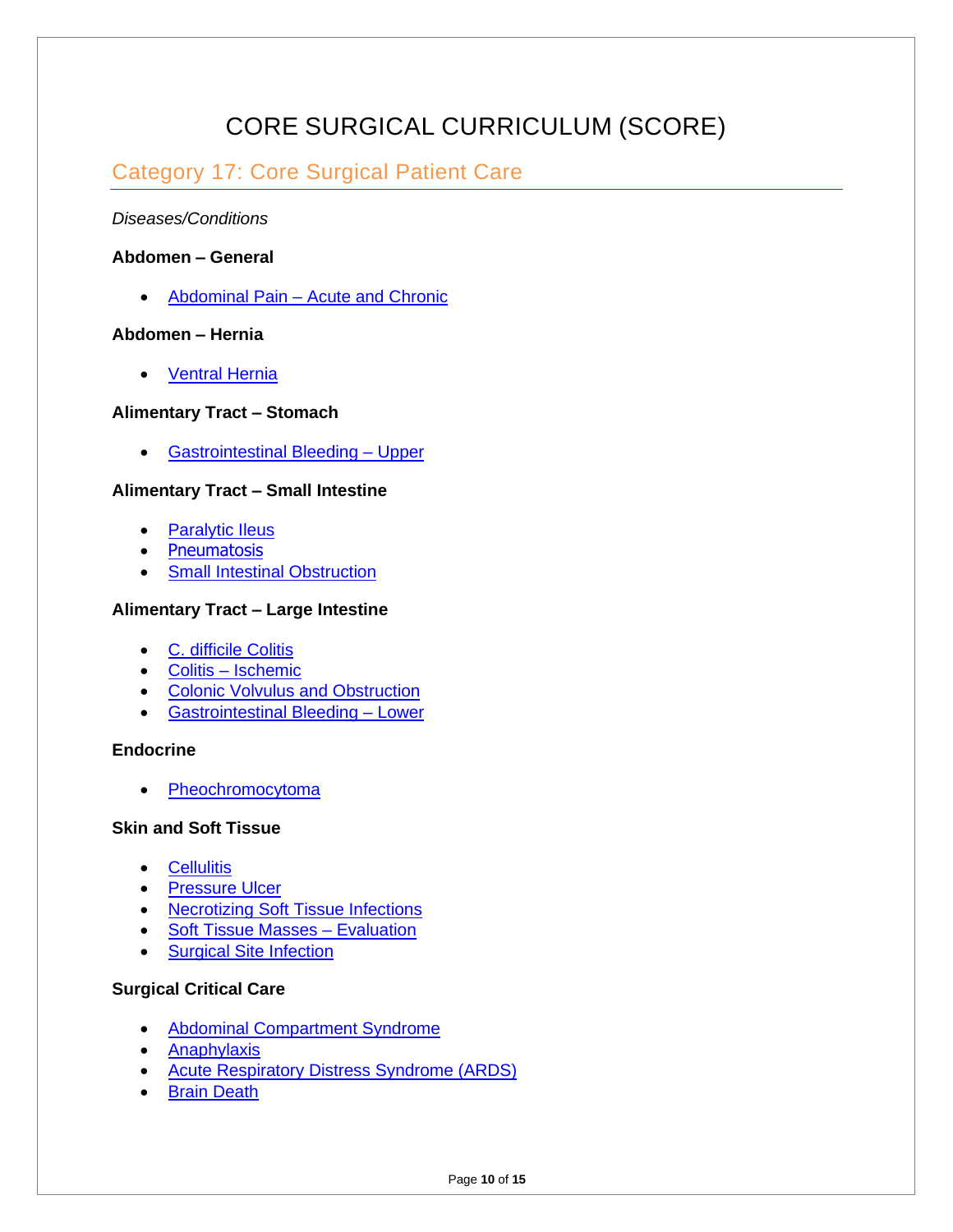# CORE SURGICAL CURRICULUM (SCORE)

## Category 17: Core Surgical Patient Care

*Diseases/Conditions*

**Abdomen – General**

- Abdominal Pain – Acute and Chronic

**Abdomen – Hernia**

- Ventral Hernia

**Alimentary Tract – Stomach**

- Gastrointestinal Bleeding – Upper

**Alimentary Tract – Small Intestine**

- Paralytic Ileus
- Pneumatosis
- Small Intestinal Obstruction

**Alimentary Tract – Large Intestine**

- C. difficile Colitis
- Colitis – Ischemic
- Colonic Volvulus and Obstruction
- Gastrointestinal Bleeding – Lower

**Endocrine**

- Pheochromocytoma

**Skin and Soft Tissue**

- Cellulitis
- Pressure Ulcer
- Necrotizing Soft Tissue Infections
- Soft Tissue Masses – Evaluation
- Surgical Site Infection

**Surgical Critical Care**

- Abdominal Compartment Syndrome
- Anaphylaxis
- Acute Respiratory Distress Syndrome (ARDS)
- Brain Death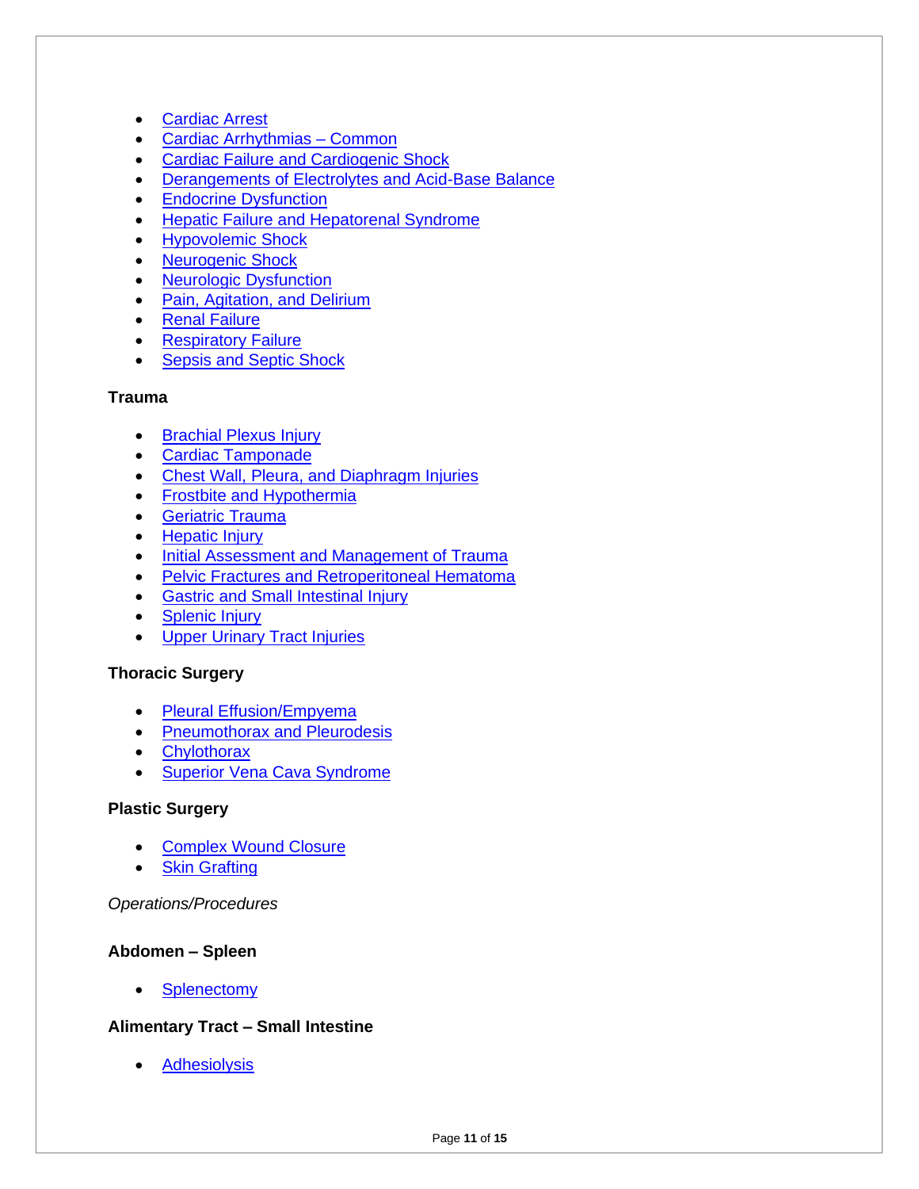- Cardiac Arrest
- Cardiac Arrhythmias – Common
- Cardiac Failure and Cardiogenic Shock
- Derangements of Electrolytes and Acid-Base Balance
- Endocrine Dysfunction
- Hepatic Failure and Hepatorenal Syndrome
- Hypovolemic Shock
- Neurogenic Shock
- Neurologic Dysfunction
- Pain, Agitation, and Delirium
- Renal Failure
- Respiratory Failure
- Sepsis and Septic Shock

**Trauma**

- Brachial Plexus Injury
- Cardiac Tamponade
- Chest Wall, Pleura, and Diaphragm Injuries
- Frostbite and Hypothermia
- Geriatric Trauma
- Hepatic Injury
- Initial Assessment and Management of Trauma
- Pelvic Fractures and Retroperitoneal Hematoma
- Gastric and Small Intestinal Injury
- Splenic Injury
- Upper Urinary Tract Injuries

**Thoracic Surgery**

- Pleural Effusion/Empyema
- Pneumothorax and Pleurodesis
- Chylothorax
- Superior Vena Cava Syndrome

**Plastic Surgery**

- Complex Wound Closure
- Skin Grafting

*Operations/Procedures*

**Abdomen – Spleen**

- Splenectomy

**Alimentary Tract – Small Intestine**

- Adhesiolysis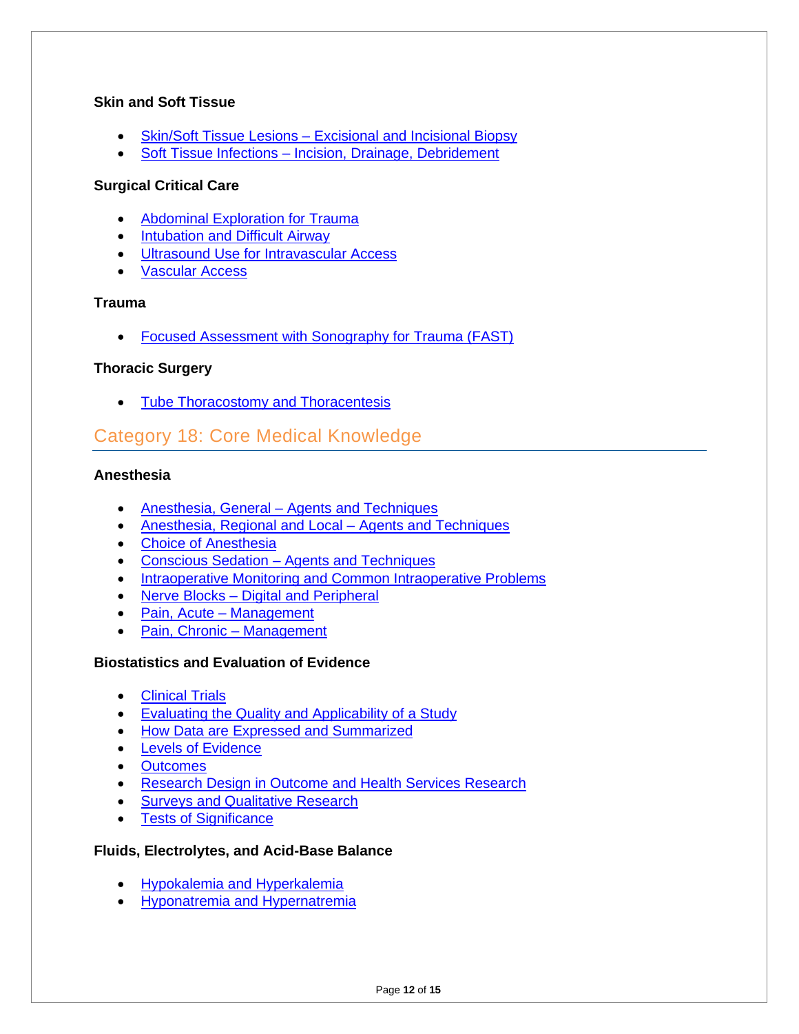### Skin and Soft Tissue

- Skin/Soft Tissue Lesions – Excisional and Incisional Biopsy
- Soft Tissue Infections – Incision, Drainage, Debridement

### Surgical Critical Care

- Abdominal Exploration for Trauma
- Intubation and Difficult Airway
- Ultrasound Use for Intravascular Access
- Vascular Access

### Trauma

- Focused Assessment with Sonography for Trauma (FAST)

### Thoracic Surgery

- Tube Thoracostomy and Thoracentesis

## Category 18: Core Medical Knowledge

### Anesthesia

- Anesthesia, General – Agents and Techniques
- Anesthesia, Regional and Local – Agents and Techniques
- Choice of Anesthesia
- Conscious Sedation – Agents and Techniques
- Intraoperative Monitoring and Common Intraoperative Problems
- Nerve Blocks – Digital and Peripheral
- Pain, Acute – Management
- Pain, Chronic – Management

### Biostatistics and Evaluation of Evidence

- Clinical Trials
- Evaluating the Quality and Applicability of a Study
- How Data are Expressed and Summarized
- Levels of Evidence
- Outcomes
- Research Design in Outcome and Health Services Research
- Surveys and Qualitative Research
- Tests of Significance

### Fluids, Electrolytes, and Acid-Base Balance

- Hypokalemia and Hyperkalemia
- Hyponatremia and Hypernatremia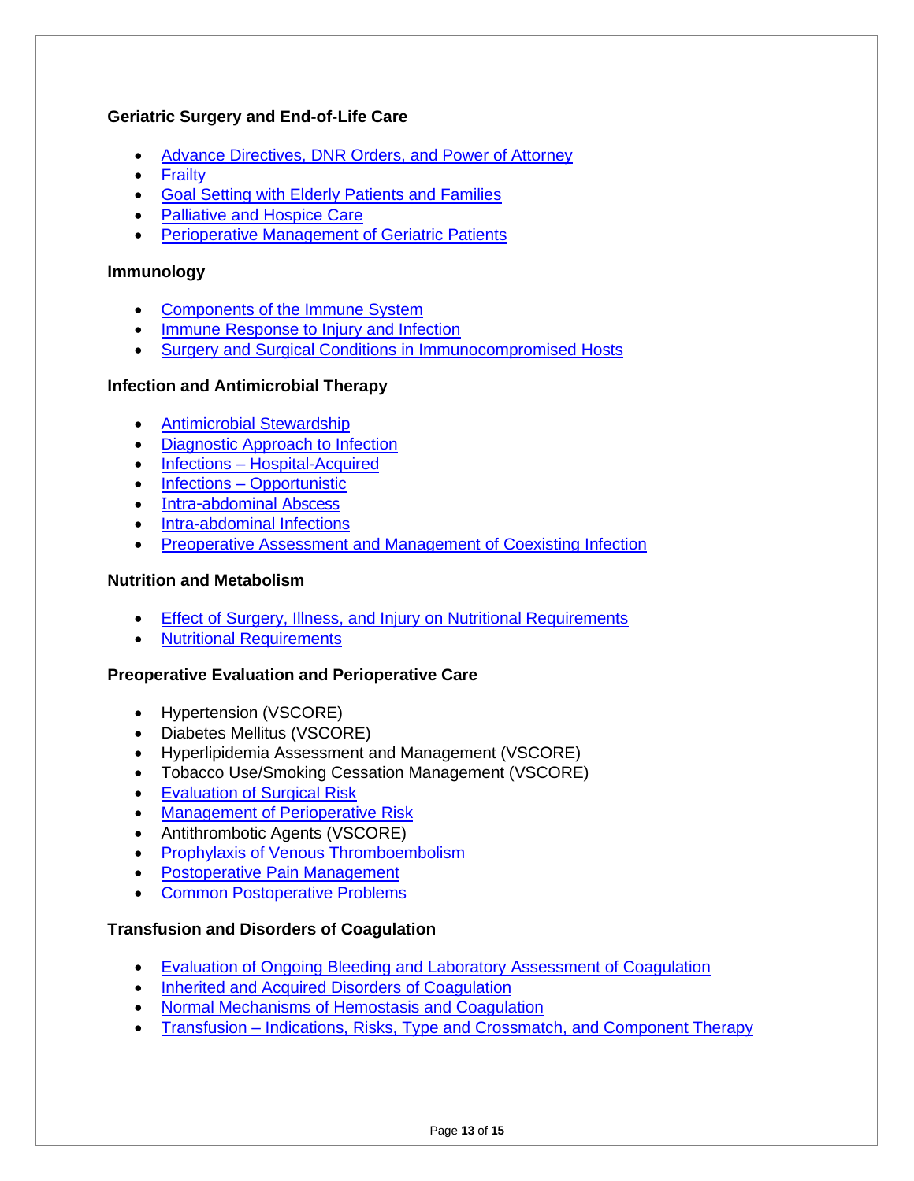**Geriatric Surgery and End-of-Life Care**

- Advance Directives, DNR Orders, and Power of Attorney
- Frailty
- Goal Setting with Elderly Patients and Families
- Palliative and Hospice Care
- Perioperative Management of Geriatric Patients

**Immunology**

- Components of the Immune System
- Immune Response to Injury and Infection
- Surgery and Surgical Conditions in Immunocompromised Hosts

**Infection and Antimicrobial Therapy**

- Antimicrobial Stewardship
- Diagnostic Approach to Infection
- Infections – Hospital-Acquired
- Infections – Opportunistic
- Intra-abdominal Abscess
- Intra-abdominal Infections
- Preoperative Assessment and Management of Coexisting Infection

**Nutrition and Metabolism**

- Effect of Surgery, Illness, and Injury on Nutritional Requirements
- Nutritional Requirements

**Preoperative Evaluation and Perioperative Care**

- Hypertension (VSCORE)
- Diabetes Mellitus (VSCORE)
- Hyperlipidemia Assessment and Management (VSCORE)
- Tobacco Use/Smoking Cessation Management (VSCORE)
- Evaluation of Surgical Risk
- Management of Perioperative Risk
- Antithrombotic Agents (VSCORE)
- Prophylaxis of Venous Thromboembolism
- Postoperative Pain Management
- Common Postoperative Problems

**Transfusion and Disorders of Coagulation**

- Evaluation of Ongoing Bleeding and Laboratory Assessment of Coagulation
- Inherited and Acquired Disorders of Coagulation
- Normal Mechanisms of Hemostasis and Coagulation
- Transfusion – Indications, Risks, Type and Crossmatch, and Component Therapy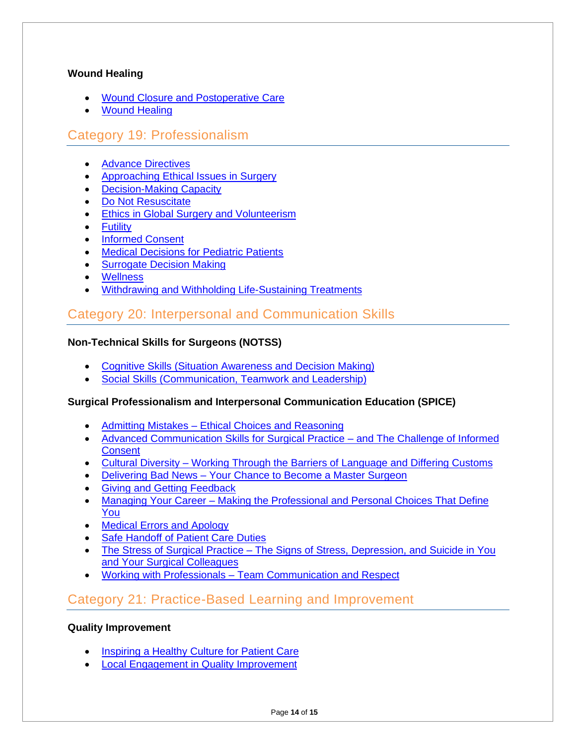### Wound Healing

- Wound Closure and Postoperative Care
- Wound Healing

## Category 19: Professionalism

- Advance Directives
- Approaching Ethical Issues in Surgery
- Decision-Making Capacity
- Do Not Resuscitate
- Ethics in Global Surgery and Volunteerism
- Futility
- Informed Consent
- Medical Decisions for Pediatric Patients
- Surrogate Decision Making
- Wellness
- Withdrawing and Withholding Life-Sustaining Treatments

## Category 20: Interpersonal and Communication Skills

### Non-Technical Skills for Surgeons (NOTSS)

- Cognitive Skills (Situation Awareness and Decision Making)
- Social Skills (Communication, Teamwork and Leadership)

### Surgical Professionalism and Interpersonal Communication Education (SPICE)

- Admitting Mistakes – Ethical Choices and Reasoning
- Advanced Communication Skills for Surgical Practice – and The Challenge of Informed Consent
- Cultural Diversity – Working Through the Barriers of Language and Differing Customs
- Delivering Bad News – Your Chance to Become a Master Surgeon
- Giving and Getting Feedback
- Managing Your Career – Making the Professional and Personal Choices That Define You
- Medical Errors and Apology
- Safe Handoff of Patient Care Duties
- The Stress of Surgical Practice – The Signs of Stress, Depression, and Suicide in You and Your Surgical Colleagues
- Working with Professionals – Team Communication and Respect

## Category 21: Practice-Based Learning and Improvement

### Quality Improvement

- Inspiring a Healthy Culture for Patient Care
- Local Engagement in Quality Improvement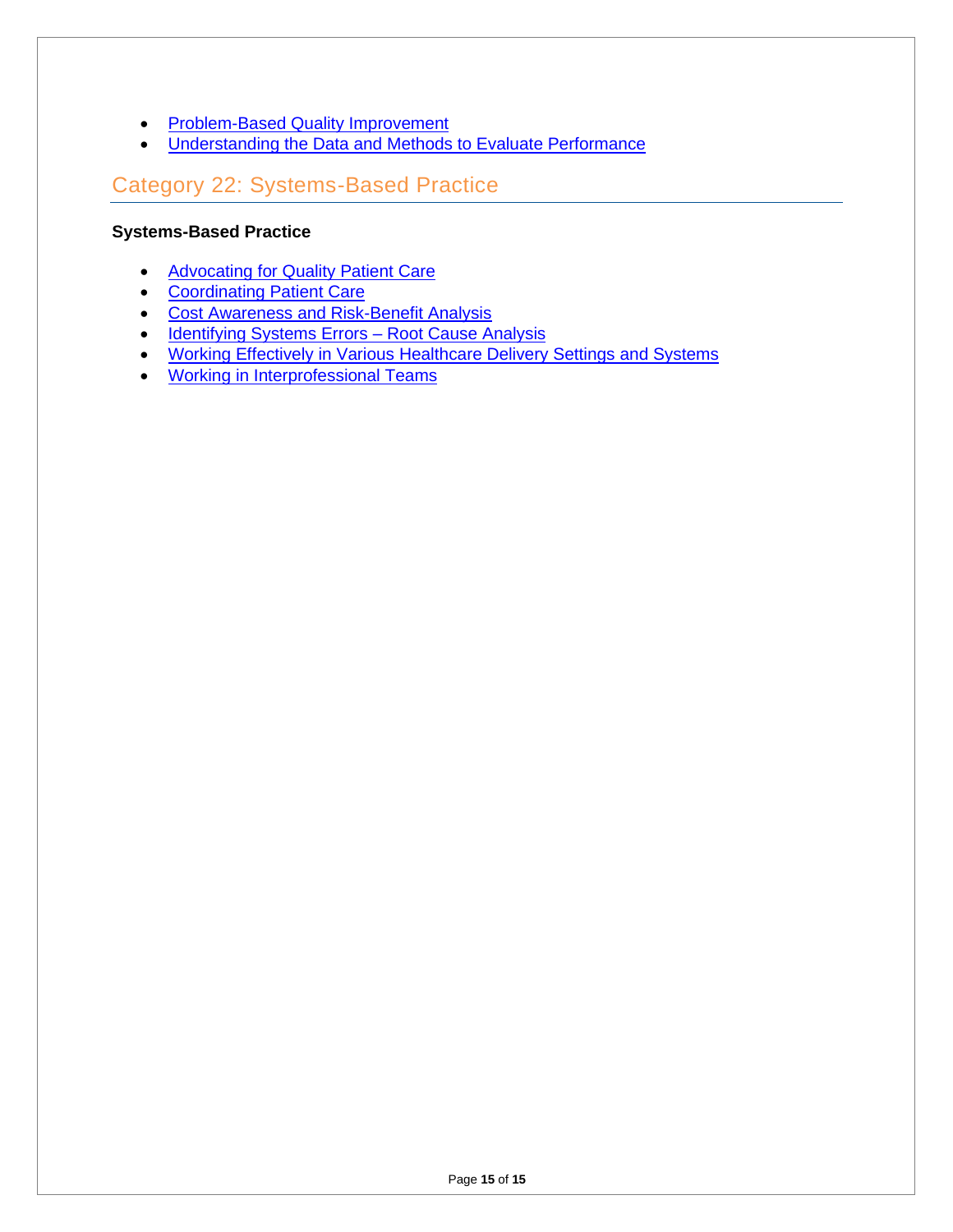- Problem-Based Quality Improvement
- Understanding the Data and Methods to Evaluate Performance

## Category 22: Systems-Based Practice

**Systems-Based Practice**

- Advocating for Quality Patient Care
- Coordinating Patient Care
- Cost Awareness and Risk-Benefit Analysis
- Identifying Systems Errors – Root Cause Analysis
- Working Effectively in Various Healthcare Delivery Settings and Systems
- Working in Interprofessional Teams